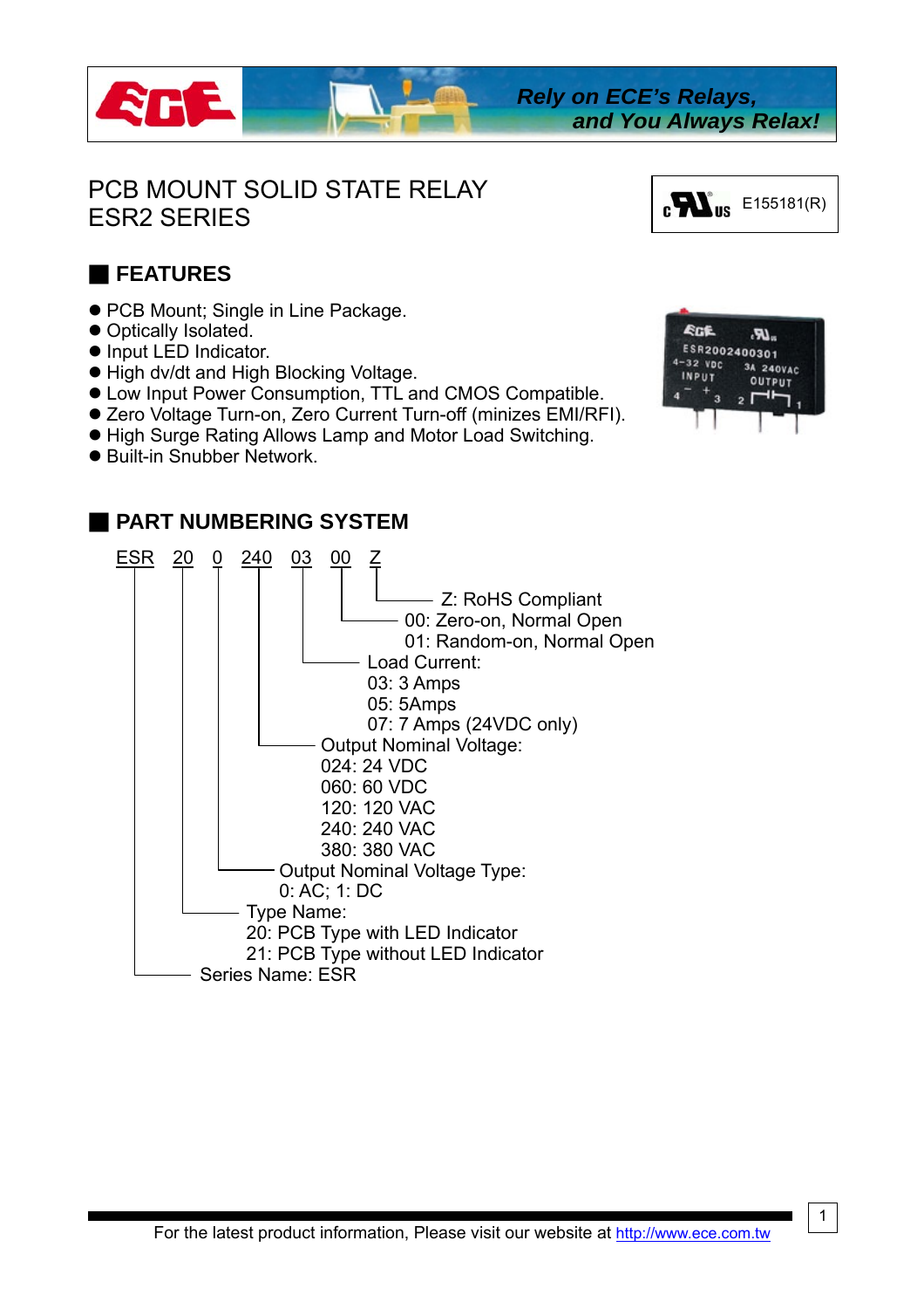*Rely on ECE's Relays, and You Always Relax!*

# PCB MOUNT SOLID STATE RELAY
# ESR2 SERIES

E155181(R)

## FEATURES

- PCB Mount; Single in Line Package.
- Optically Isolated.
- Input LED Indicator.
- High dv/dt and High Blocking Voltage.
- Low Input Power Consumption, TTL and CMOS Compatible.
- Zero Voltage Turn-on, Zero Current Turn-off (minizes EMI/RFI).
- High Surge Rating Allows Lamp and Motor Load Switching.
- Built-in Snubber Network.

## PART NUMBERING SYSTEM

ESR 20 0 240 03 00 Z

- Z: RoHS Compliant
- 00: Zero-on, Normal Open
  01: Random-on, Normal Open
- Load Current:
  03: 3 Amps
  05: 5Amps
  07: 7 Amps (24VDC only)
- Output Nominal Voltage:
  024: 24 VDC
  060: 60 VDC
  120: 120 VAC
  240: 240 VAC
  380: 380 VAC
- Output Nominal Voltage Type:
  0: AC; 1: DC
- Type Name:
  20: PCB Type with LED Indicator
  21: PCB Type without LED Indicator
- Series Name: ESR

For the latest product information, Please visit our website at http://www.ece.com.tw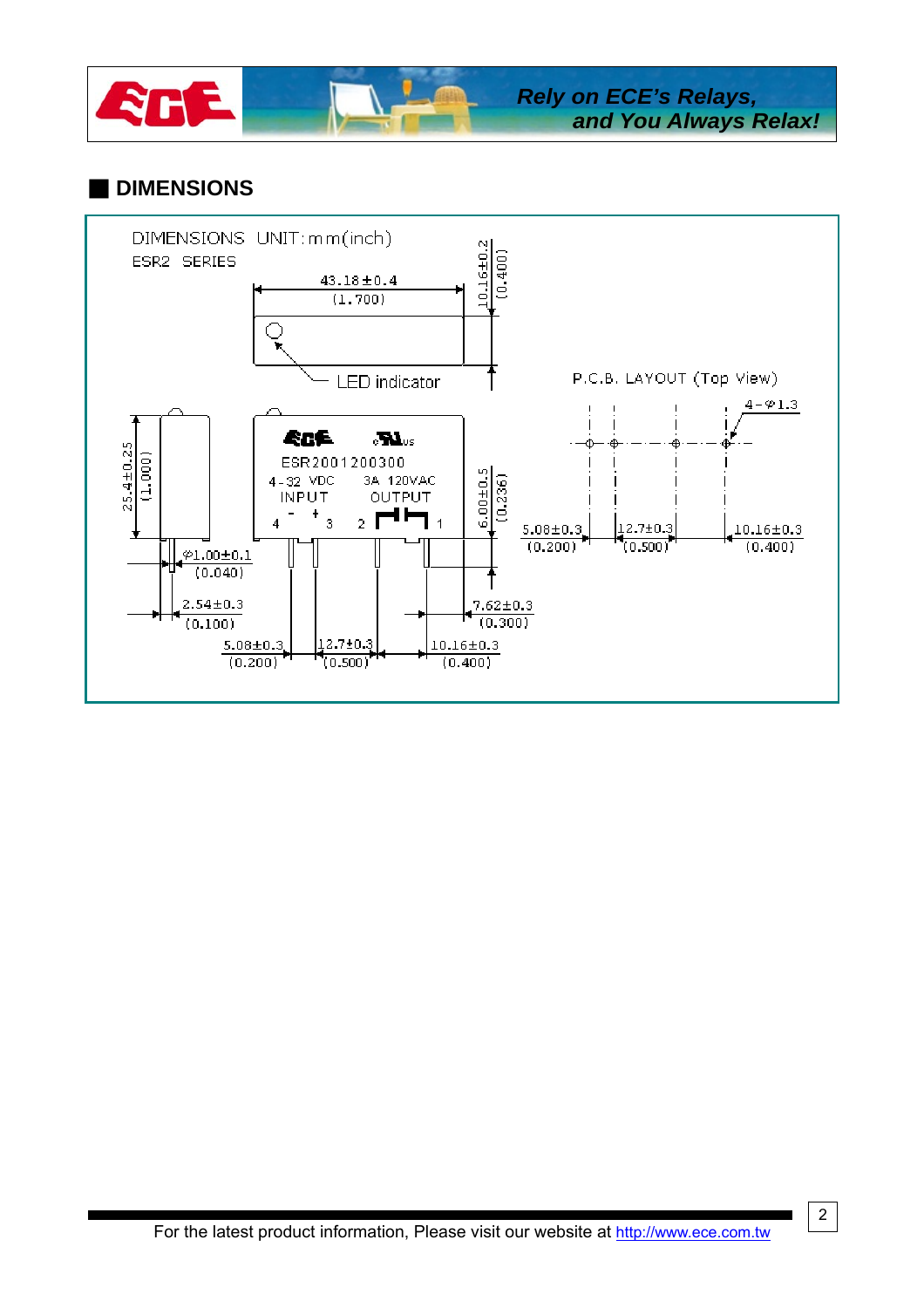## DIMENSIONS

DIMENSIONS UNIT: mm(inch)

ESR2 SERIES

43.18±0.4
(1.700)

10.16±0.2
(0.400)

LED indicator

P.C.B. LAYOUT (Top View)

4-φ1.3

ESR2001200300

4-32 VDC
INPUT

3A 120VAC
OUTPUT

4 - + 3 2 1

25.4±0.25
(1.000)

6.00±0.5
(0.236)

φ1.00±0.1
(0.040)

2.54±0.3
(0.100)

7.62±0.3
(0.300)

5.08±0.3
(0.200)

12.7±0.3
(0.500)

10.16±0.3
(0.400)

5.08±0.3
(0.200)

12.7±0.3
(0.500)

10.16±0.3
(0.400)

For the latest product information, Please visit our website at http://www.ece.com.tw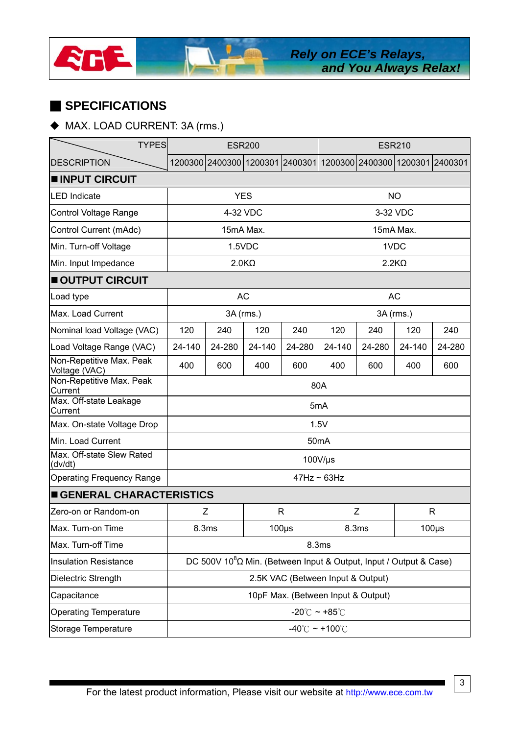## SPECIFICATIONS

◆ MAX. LOAD CURRENT: 3A (rms.)

| TYPES / DESCRIPTION | ESR200 | | | | ESR210 | | | |
|---|---|---|---|---|---|---|---|---|
| | 1200300 | 2400300 | 1200301 | 2400301 | 1200300 | 2400300 | 1200301 | 2400301 |
| **■ INPUT CIRCUIT** | | | | | | | | |
| LED Indicate | YES | | | | NO | | | |
| Control Voltage Range | 4-32 VDC | | | | 3-32 VDC | | | |
| Control Current (mAdc) | 15mA Max. | | | | 15mA Max. | | | |
| Min. Turn-off Voltage | 1.5VDC | | | | 1VDC | | | |
| Min. Input Impedance | 2.0KΩ | | | | 2.2KΩ | | | |
| **■ OUTPUT CIRCUIT** | | | | | | | | |
| Load type | AC | | | | AC | | | |
| Max. Load Current | 3A (rms.) | | | | 3A (rms.) | | | |
| Nominal load Voltage (VAC) | 120 | 240 | 120 | 240 | 120 | 240 | 120 | 240 |
| Load Voltage Range (VAC) | 24-140 | 24-280 | 24-140 | 24-280 | 24-140 | 24-280 | 24-140 | 24-280 |
| Non-Repetitive Max. Peak Voltage (VAC) | 400 | 600 | 400 | 600 | 400 | 600 | 400 | 600 |
| Non-Repetitive Max. Peak Current | 80A | | | | | | | |
| Max. Off-state Leakage Current | 5mA | | | | | | | |
| Max. On-state Voltage Drop | 1.5V | | | | | | | |
| Min. Load Current | 50mA | | | | | | | |
| Max. Off-state Slew Rated (dv/dt) | 100V/μs | | | | | | | |
| Operating Frequency Range | 47Hz ~ 63Hz | | | | | | | |
| **■ GENERAL CHARACTERISTICS** | | | | | | | | |
| Zero-on or Random-on | Z | | R | | Z | | R | |
| Max. Turn-on Time | 8.3ms | | 100μs | | 8.3ms | | 100μs | |
| Max. Turn-off Time | 8.3ms | | | | | | | |
| Insulation Resistance | DC 500V $10^8$Ω Min. (Between Input & Output, Input / Output & Case) | | | | | | | |
| Dielectric Strength | 2.5K VAC (Between Input & Output) | | | | | | | |
| Capacitance | 10pF Max. (Between Input & Output) | | | | | | | |
| Operating Temperature | -20℃ ~ +85℃ | | | | | | | |
| Storage Temperature | -40℃ ~ +100℃ | | | | | | | |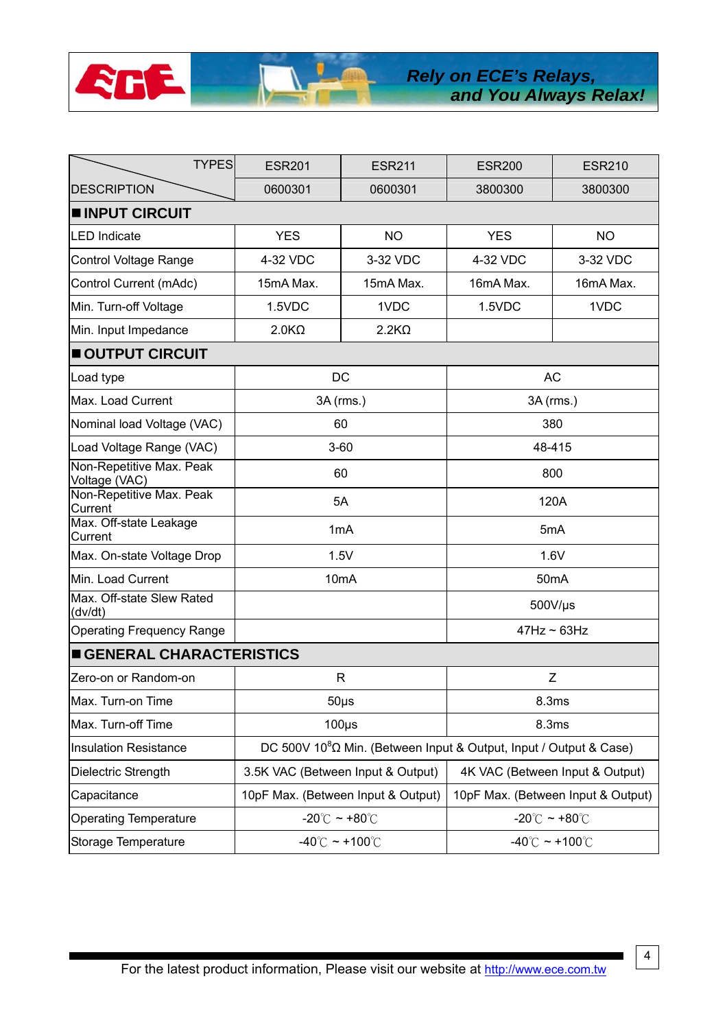| TYPES / DESCRIPTION | ESR201 | ESR211 | ESR200 | ESR210 |
|---|---|---|---|---|
| | 0600301 | 0600301 | 3800300 | 3800300 |
| ■ **INPUT CIRCUIT** | | | | |
| LED Indicate | YES | NO | YES | NO |
| Control Voltage Range | 4-32 VDC | 3-32 VDC | 4-32 VDC | 3-32 VDC |
| Control Current (mAdc) | 15mA Max. | 15mA Max. | 16mA Max. | 16mA Max. |
| Min. Turn-off Voltage | 1.5VDC | 1VDC | 1.5VDC | 1VDC |
| Min. Input Impedance | 2.0KΩ | 2.2KΩ | | |
| ■ **OUTPUT CIRCUIT** | | | | |
| Load type | DC | | AC | |
| Max. Load Current | 3A (rms.) | | 3A (rms.) | |
| Nominal load Voltage (VAC) | 60 | | 380 | |
| Load Voltage Range (VAC) | 3-60 | | 48-415 | |
| Non-Repetitive Max. Peak Voltage (VAC) | 60 | | 800 | |
| Non-Repetitive Max. Peak Current | 5A | | 120A | |
| Max. Off-state Leakage Current | 1mA | | 5mA | |
| Max. On-state Voltage Drop | 1.5V | | 1.6V | |
| Min. Load Current | 10mA | | 50mA | |
| Max. Off-state Slew Rated (dv/dt) | | | 500V/μs | |
| Operating Frequency Range | | | 47Hz ~ 63Hz | |
| ■ **GENERAL CHARACTERISTICS** | | | | |
| Zero-on or Random-on | R | | Z | |
| Max. Turn-on Time | 50μs | | 8.3ms | |
| Max. Turn-off Time | 100μs | | 8.3ms | |
| Insulation Resistance | DC 500V $10^8$Ω Min. (Between Input & Output, Input / Output & Case) | | | |
| Dielectric Strength | 3.5K VAC (Between Input & Output) | | 4K VAC (Between Input & Output) | |
| Capacitance | 10pF Max. (Between Input & Output) | | 10pF Max. (Between Input & Output) | |
| Operating Temperature | -20℃ ~ +80℃ | | -20℃ ~ +80℃ | |
| Storage Temperature | -40℃ ~ +100℃ | | -40℃ ~ +100℃ | |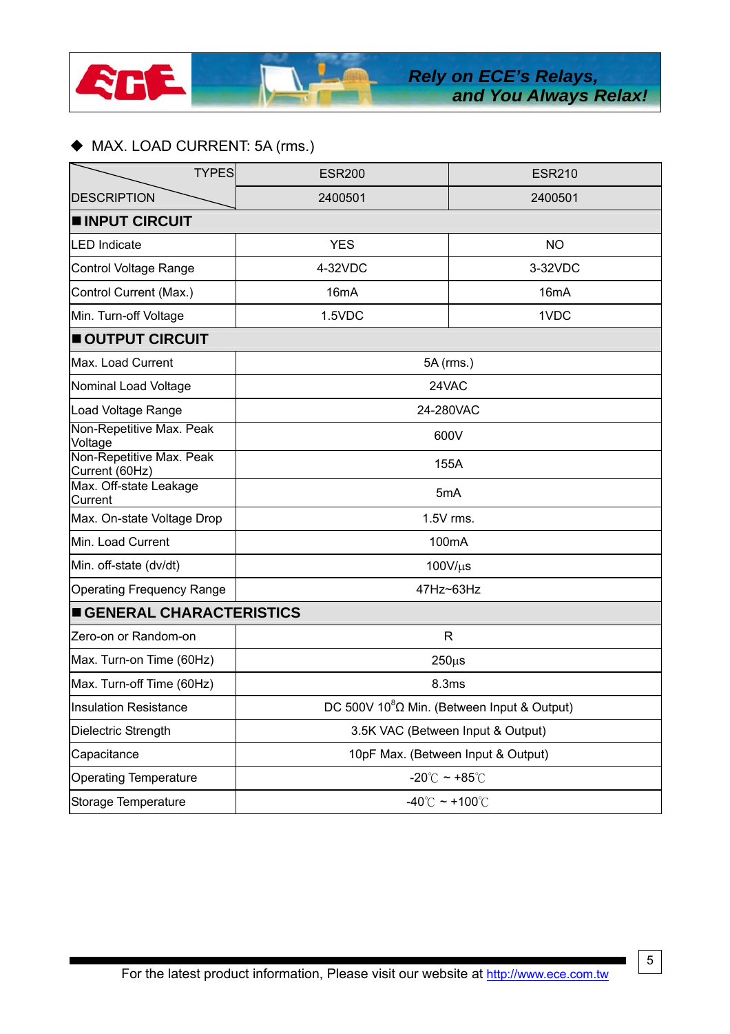◆ MAX. LOAD CURRENT: 5A (rms.)

| DESCRIPTION / TYPES | ESR200 | ESR210 |
|---|---|---|
| | 2400501 | 2400501 |
| **■ INPUT CIRCUIT** | | |
| LED Indicate | YES | NO |
| Control Voltage Range | 4-32VDC | 3-32VDC |
| Control Current (Max.) | 16mA | 16mA |
| Min. Turn-off Voltage | 1.5VDC | 1VDC |
| **■ OUTPUT CIRCUIT** | | |
| Max. Load Current | 5A (rms.) | |
| Nominal Load Voltage | 24VAC | |
| Load Voltage Range | 24-280VAC | |
| Non-Repetitive Max. Peak Voltage | 600V | |
| Non-Repetitive Max. Peak Current (60Hz) | 155A | |
| Max. Off-state Leakage Current | 5mA | |
| Max. On-state Voltage Drop | 1.5V rms. | |
| Min. Load Current | 100mA | |
| Min. off-state (dv/dt) | 100V/µs | |
| Operating Frequency Range | 47Hz~63Hz | |
| **■ GENERAL CHARACTERISTICS** | | |
| Zero-on or Random-on | R | |
| Max. Turn-on Time (60Hz) | 250µs | |
| Max. Turn-off Time (60Hz) | 8.3ms | |
| Insulation Resistance | DC 500V $10^8\Omega$ Min. (Between Input & Output) | |
| Dielectric Strength | 3.5K VAC (Between Input & Output) | |
| Capacitance | 10pF Max. (Between Input & Output) | |
| Operating Temperature | -20℃ ~ +85℃ | |
| Storage Temperature | -40℃ ~ +100℃ | |

For the latest product information, Please visit our website at http://www.ece.com.tw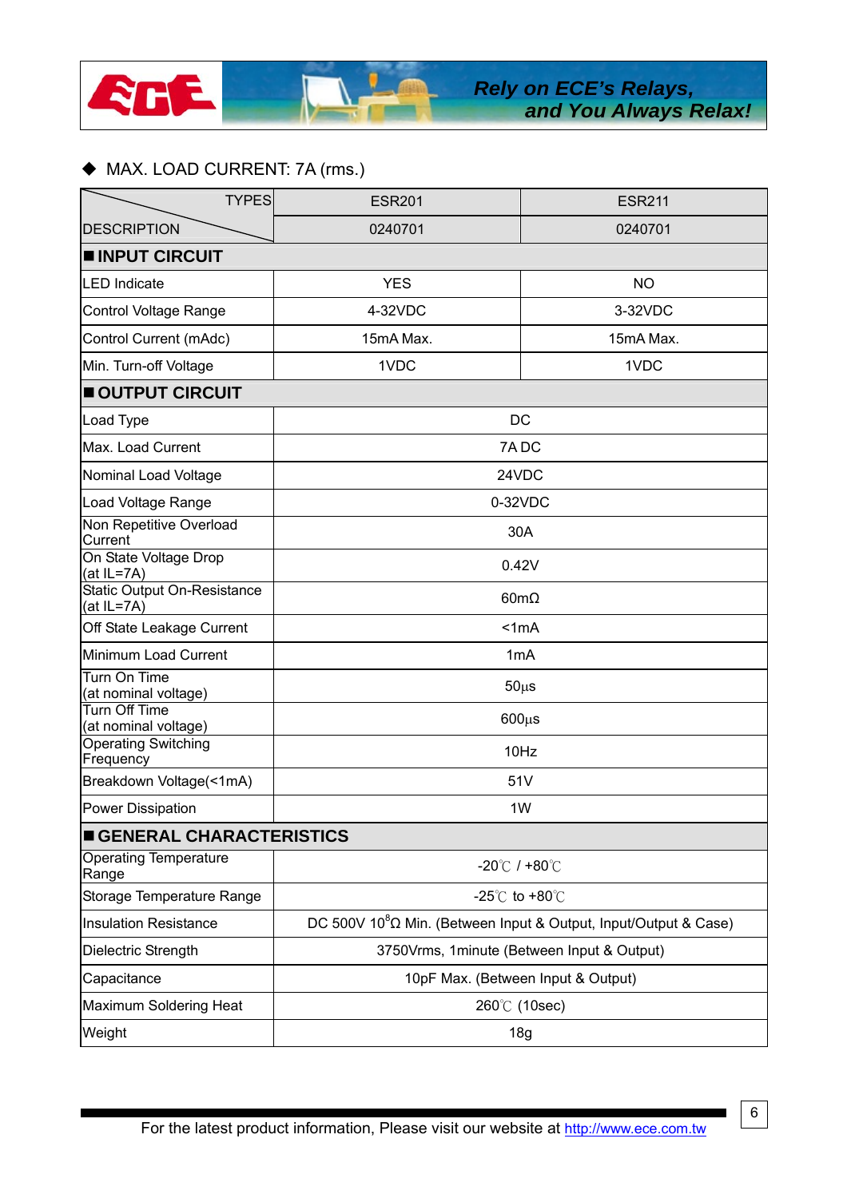◆ MAX. LOAD CURRENT: 7A (rms.)

| DESCRIPTION \ TYPES | ESR201 | ESR211 |
|---|---|---|
| | 0240701 | 0240701 |
| **■ INPUT CIRCUIT** | | |
| LED Indicate | YES | NO |
| Control Voltage Range | 4-32VDC | 3-32VDC |
| Control Current (mAdc) | 15mA Max. | 15mA Max. |
| Min. Turn-off Voltage | 1VDC | 1VDC |
| **■ OUTPUT CIRCUIT** | | |
| Load Type | DC | |
| Max. Load Current | 7A DC | |
| Nominal Load Voltage | 24VDC | |
| Load Voltage Range | 0-32VDC | |
| Non Repetitive Overload Current | 30A | |
| On State Voltage Drop (at IL=7A) | 0.42V | |
| Static Output On-Resistance (at IL=7A) | 60mΩ | |
| Off State Leakage Current | <1mA | |
| Minimum Load Current | 1mA | |
| Turn On Time (at nominal voltage) | 50µs | |
| Turn Off Time (at nominal voltage) | 600µs | |
| Operating Switching Frequency | 10Hz | |
| Breakdown Voltage(<1mA) | 51V | |
| Power Dissipation | 1W | |
| **■ GENERAL CHARACTERISTICS** | | |
| Operating Temperature Range | -20℃ / +80℃ | |
| Storage Temperature Range | -25℃ to +80℃ | |
| Insulation Resistance | DC 500V $10^8\Omega$ Min. (Between Input & Output, Input/Output & Case) | |
| Dielectric Strength | 3750Vrms, 1minute (Between Input & Output) | |
| Capacitance | 10pF Max. (Between Input & Output) | |
| Maximum Soldering Heat | 260℃ (10sec) | |
| Weight | 18g | |

For the latest product information, Please visit our website at http://www.ece.com.tw